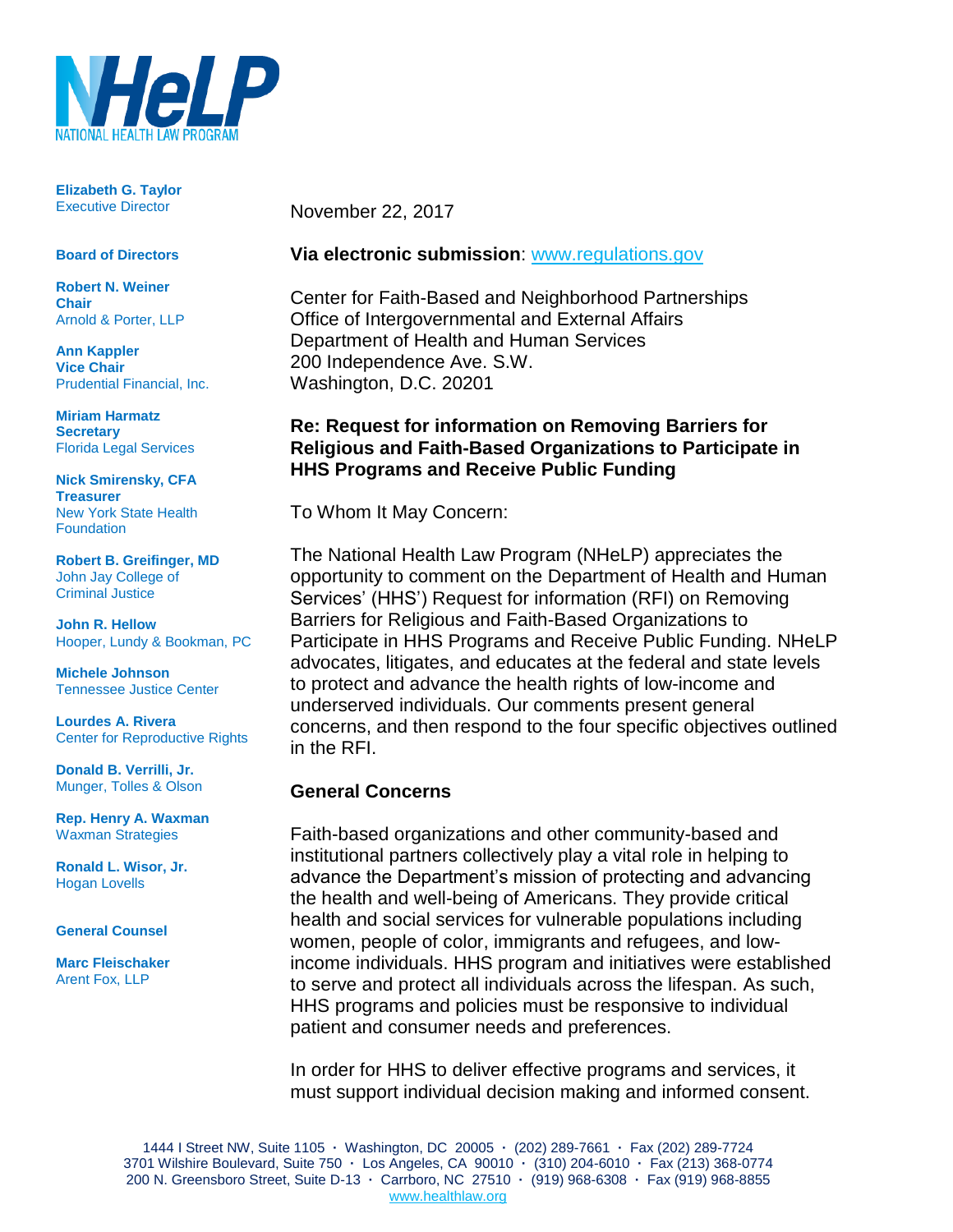NATIONAL HEALTH LAW PROGRAM

**Elizabeth G. Taylor**
Executive Director

**Board of Directors**

**Robert N. Weiner**
**Chair**
Arnold & Porter, LLP

**Ann Kappler**
**Vice Chair**
Prudential Financial, Inc.

**Miriam Harmatz**
**Secretary**
Florida Legal Services

**Nick Smirensky, CFA**
**Treasurer**
New York State Health Foundation

**Robert B. Greifinger, MD**
John Jay College of Criminal Justice

**John R. Hellow**
Hooper, Lundy & Bookman, PC

**Michele Johnson**
Tennessee Justice Center

**Lourdes A. Rivera**
Center for Reproductive Rights

**Donald B. Verrilli, Jr.**
Munger, Tolles & Olson

**Rep. Henry A. Waxman**
Waxman Strategies

**Ronald L. Wisor, Jr.**
Hogan Lovells

**General Counsel**

**Marc Fleischaker**
Arent Fox, LLP

November 22, 2017

**Via electronic submission**: www.regulations.gov

Center for Faith-Based and Neighborhood Partnerships
Office of Intergovernmental and External Affairs
Department of Health and Human Services
200 Independence Ave. S.W.
Washington, D.C. 20201

**Re: Request for information on Removing Barriers for Religious and Faith-Based Organizations to Participate in HHS Programs and Receive Public Funding**

To Whom It May Concern:

The National Health Law Program (NHeLP) appreciates the opportunity to comment on the Department of Health and Human Services' (HHS') Request for information (RFI) on Removing Barriers for Religious and Faith-Based Organizations to Participate in HHS Programs and Receive Public Funding. NHeLP advocates, litigates, and educates at the federal and state levels to protect and advance the health rights of low-income and underserved individuals. Our comments present general concerns, and then respond to the four specific objectives outlined in the RFI.

## General Concerns

Faith-based organizations and other community-based and institutional partners collectively play a vital role in helping to advance the Department's mission of protecting and advancing the health and well-being of Americans. They provide critical health and social services for vulnerable populations including women, people of color, immigrants and refugees, and low-income individuals. HHS program and initiatives were established to serve and protect all individuals across the lifespan. As such, HHS programs and policies must be responsive to individual patient and consumer needs and preferences.

In order for HHS to deliver effective programs and services, it must support individual decision making and informed consent.

1444 I Street NW, Suite 1105 · Washington, DC 20005 · (202) 289-7661 · Fax (202) 289-7724
3701 Wilshire Boulevard, Suite 750 · Los Angeles, CA 90010 · (310) 204-6010 · Fax (213) 368-0774
200 N. Greensboro Street, Suite D-13 · Carrboro, NC 27510 · (919) 968-6308 · Fax (919) 968-8855
www.healthlaw.org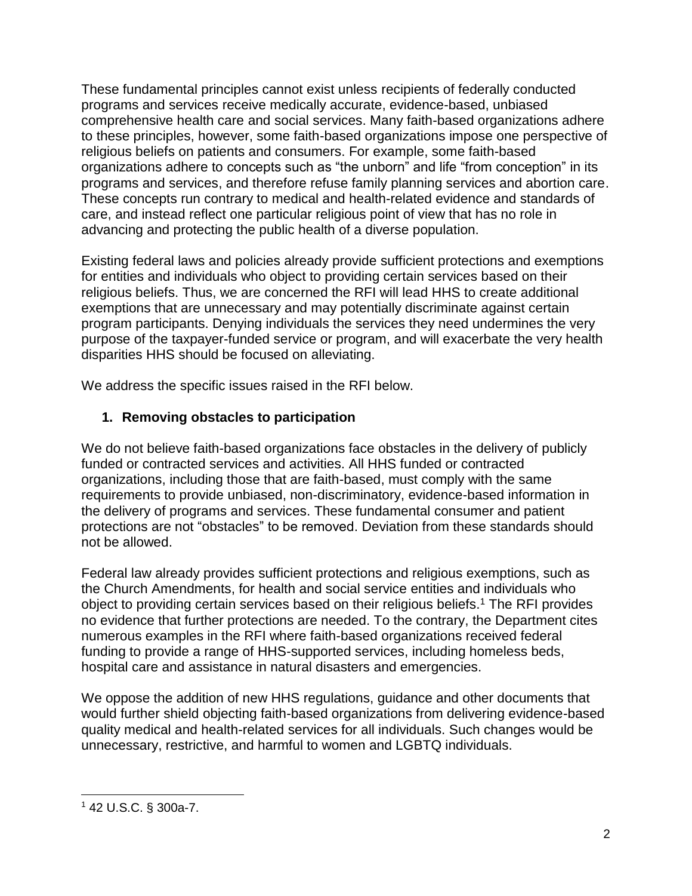These fundamental principles cannot exist unless recipients of federally conducted programs and services receive medically accurate, evidence-based, unbiased comprehensive health care and social services. Many faith-based organizations adhere to these principles, however, some faith-based organizations impose one perspective of religious beliefs on patients and consumers. For example, some faith-based organizations adhere to concepts such as "the unborn" and life "from conception" in its programs and services, and therefore refuse family planning services and abortion care. These concepts run contrary to medical and health-related evidence and standards of care, and instead reflect one particular religious point of view that has no role in advancing and protecting the public health of a diverse population.

Existing federal laws and policies already provide sufficient protections and exemptions for entities and individuals who object to providing certain services based on their religious beliefs. Thus, we are concerned the RFI will lead HHS to create additional exemptions that are unnecessary and may potentially discriminate against certain program participants. Denying individuals the services they need undermines the very purpose of the taxpayer-funded service or program, and will exacerbate the very health disparities HHS should be focused on alleviating.

We address the specific issues raised in the RFI below.

### 1. Removing obstacles to participation

We do not believe faith-based organizations face obstacles in the delivery of publicly funded or contracted services and activities. All HHS funded or contracted organizations, including those that are faith-based, must comply with the same requirements to provide unbiased, non-discriminatory, evidence-based information in the delivery of programs and services. These fundamental consumer and patient protections are not "obstacles" to be removed. Deviation from these standards should not be allowed.

Federal law already provides sufficient protections and religious exemptions, such as the Church Amendments, for health and social service entities and individuals who object to providing certain services based on their religious beliefs.[1] The RFI provides no evidence that further protections are needed. To the contrary, the Department cites numerous examples in the RFI where faith-based organizations received federal funding to provide a range of HHS-supported services, including homeless beds, hospital care and assistance in natural disasters and emergencies.

We oppose the addition of new HHS regulations, guidance and other documents that would further shield objecting faith-based organizations from delivering evidence-based quality medical and health-related services for all individuals. Such changes would be unnecessary, restrictive, and harmful to women and LGBTQ individuals.

---

[1] 42 U.S.C. § 300a-7.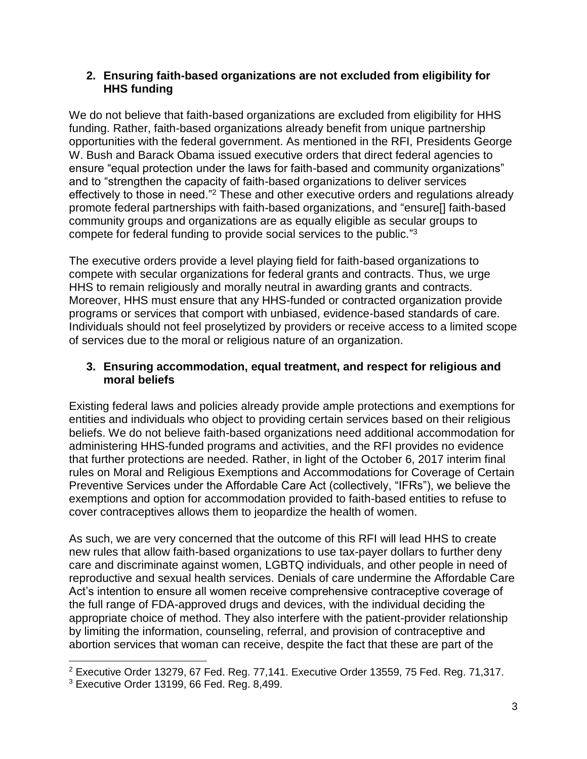## 2. Ensuring faith-based organizations are not excluded from eligibility for HHS funding

We do not believe that faith-based organizations are excluded from eligibility for HHS funding. Rather, faith-based organizations already benefit from unique partnership opportunities with the federal government. As mentioned in the RFI, Presidents George W. Bush and Barack Obama issued executive orders that direct federal agencies to ensure "equal protection under the laws for faith-based and community organizations" and to "strengthen the capacity of faith-based organizations to deliver services effectively to those in need."[2] These and other executive orders and regulations already promote federal partnerships with faith-based organizations, and "ensure[] faith-based community groups and organizations are as equally eligible as secular groups to compete for federal funding to provide social services to the public."[3]

The executive orders provide a level playing field for faith-based organizations to compete with secular organizations for federal grants and contracts. Thus, we urge HHS to remain religiously and morally neutral in awarding grants and contracts. Moreover, HHS must ensure that any HHS-funded or contracted organization provide programs or services that comport with unbiased, evidence-based standards of care. Individuals should not feel proselytized by providers or receive access to a limited scope of services due to the moral or religious nature of an organization.

## 3. Ensuring accommodation, equal treatment, and respect for religious and moral beliefs

Existing federal laws and policies already provide ample protections and exemptions for entities and individuals who object to providing certain services based on their religious beliefs. We do not believe faith-based organizations need additional accommodation for administering HHS-funded programs and activities, and the RFI provides no evidence that further protections are needed. Rather, in light of the October 6, 2017 interim final rules on Moral and Religious Exemptions and Accommodations for Coverage of Certain Preventive Services under the Affordable Care Act (collectively, "IFRs"), we believe the exemptions and option for accommodation provided to faith-based entities to refuse to cover contraceptives allows them to jeopardize the health of women.

As such, we are very concerned that the outcome of this RFI will lead HHS to create new rules that allow faith-based organizations to use tax-payer dollars to further deny care and discriminate against women, LGBTQ individuals, and other people in need of reproductive and sexual health services. Denials of care undermine the Affordable Care Act's intention to ensure all women receive comprehensive contraceptive coverage of the full range of FDA-approved drugs and devices, with the individual deciding the appropriate choice of method. They also interfere with the patient-provider relationship by limiting the information, counseling, referral, and provision of contraceptive and abortion services that woman can receive, despite the fact that these are part of the

---

[2] Executive Order 13279, 67 Fed. Reg. 77,141. Executive Order 13559, 75 Fed. Reg. 71,317.

[3] Executive Order 13199, 66 Fed. Reg. 8,499.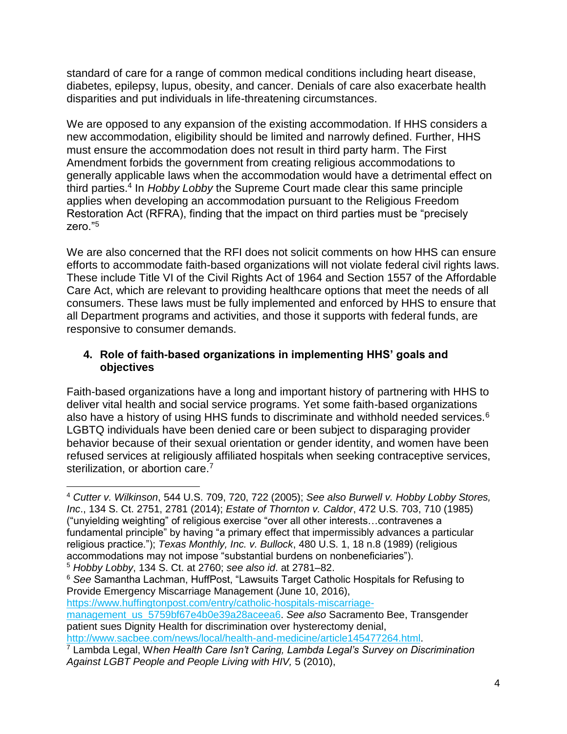standard of care for a range of common medical conditions including heart disease, diabetes, epilepsy, lupus, obesity, and cancer. Denials of care also exacerbate health disparities and put individuals in life-threatening circumstances.

We are opposed to any expansion of the existing accommodation. If HHS considers a new accommodation, eligibility should be limited and narrowly defined. Further, HHS must ensure the accommodation does not result in third party harm. The First Amendment forbids the government from creating religious accommodations to generally applicable laws when the accommodation would have a detrimental effect on third parties.[4] In *Hobby Lobby* the Supreme Court made clear this same principle applies when developing an accommodation pursuant to the Religious Freedom Restoration Act (RFRA), finding that the impact on third parties must be "precisely zero."[5]

We are also concerned that the RFI does not solicit comments on how HHS can ensure efforts to accommodate faith-based organizations will not violate federal civil rights laws. These include Title VI of the Civil Rights Act of 1964 and Section 1557 of the Affordable Care Act, which are relevant to providing healthcare options that meet the needs of all consumers. These laws must be fully implemented and enforced by HHS to ensure that all Department programs and activities, and those it supports with federal funds, are responsive to consumer demands.

#### 4. Role of faith-based organizations in implementing HHS' goals and objectives

Faith-based organizations have a long and important history of partnering with HHS to deliver vital health and social service programs. Yet some faith-based organizations also have a history of using HHS funds to discriminate and withhold needed services.[6] LGBTQ individuals have been denied care or been subject to disparaging provider behavior because of their sexual orientation or gender identity, and women have been refused services at religiously affiliated hospitals when seeking contraceptive services, sterilization, or abortion care.[7]

---

[4] *Cutter v. Wilkinson*, 544 U.S. 709, 720, 722 (2005); *See also Burwell v. Hobby Lobby Stores, Inc*., 134 S. Ct. 2751, 2781 (2014); *Estate of Thornton v. Caldor*, 472 U.S. 703, 710 (1985) ("unyielding weighting" of religious exercise "over all other interests…contravenes a fundamental principle" by having "a primary effect that impermissibly advances a particular religious practice."); *Texas Monthly, Inc. v. Bullock*, 480 U.S. 1, 18 n.8 (1989) (religious accommodations may not impose "substantial burdens on nonbeneficiaries").

[5] *Hobby Lobby*, 134 S. Ct. at 2760; *see also id*. at 2781–82.

[6] *See* Samantha Lachman, HuffPost, "Lawsuits Target Catholic Hospitals for Refusing to Provide Emergency Miscarriage Management (June 10, 2016), https://www.huffingtonpost.com/entry/catholic-hospitals-miscarriage-management_us_5759bf67e4b0e39a28aceea6. *See also* Sacramento Bee, Transgender patient sues Dignity Health for discrimination over hysterectomy denial, http://www.sacbee.com/news/local/health-and-medicine/article145477264.html.

[7] Lambda Legal, W*hen Health Care Isn't Caring, Lambda Legal's Survey on Discrimination Against LGBT People and People Living with HIV,* 5 (2010),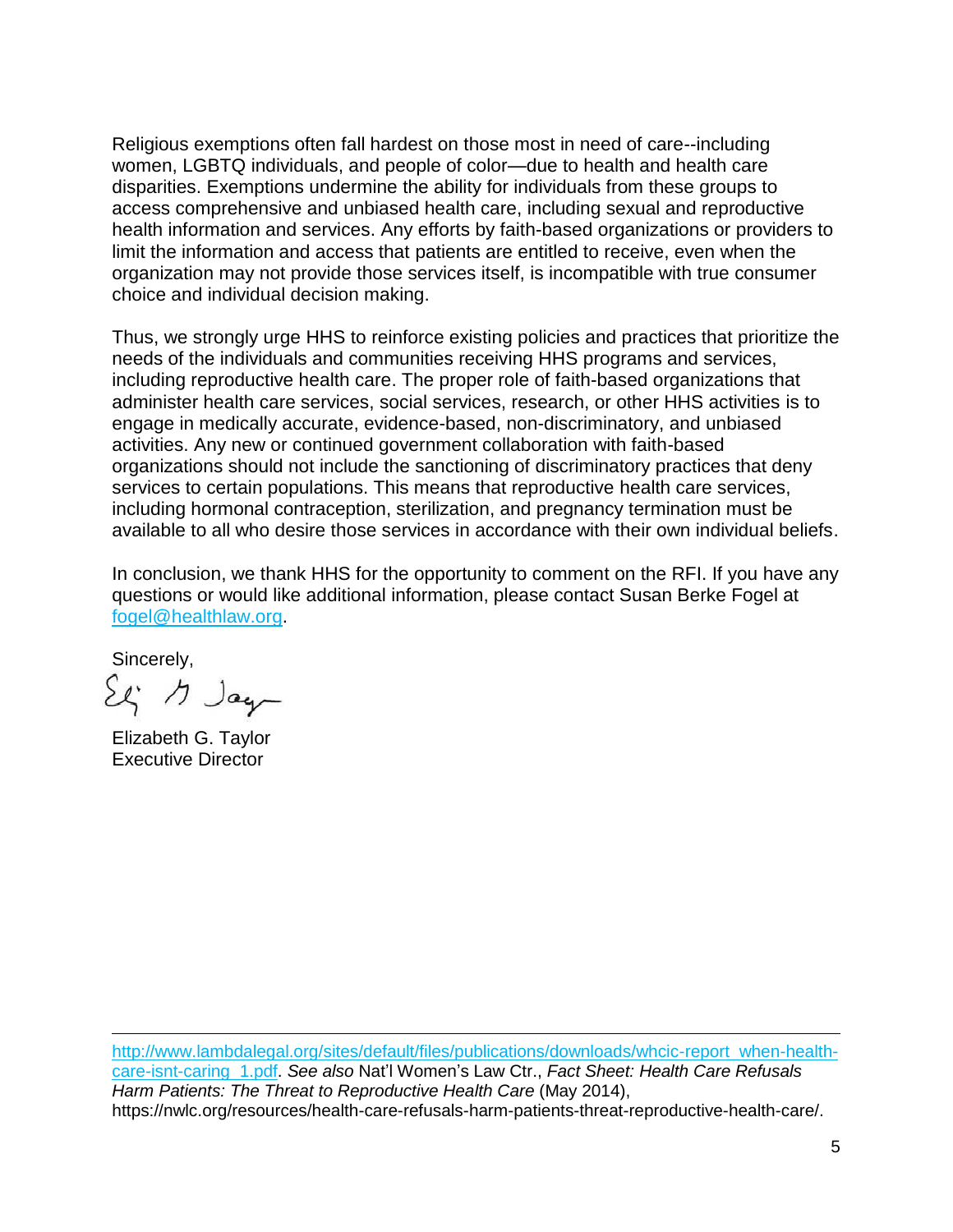Religious exemptions often fall hardest on those most in need of care--including women, LGBTQ individuals, and people of color—due to health and health care disparities. Exemptions undermine the ability for individuals from these groups to access comprehensive and unbiased health care, including sexual and reproductive health information and services. Any efforts by faith-based organizations or providers to limit the information and access that patients are entitled to receive, even when the organization may not provide those services itself, is incompatible with true consumer choice and individual decision making.

Thus, we strongly urge HHS to reinforce existing policies and practices that prioritize the needs of the individuals and communities receiving HHS programs and services, including reproductive health care. The proper role of faith-based organizations that administer health care services, social services, research, or other HHS activities is to engage in medically accurate, evidence-based, non-discriminatory, and unbiased activities. Any new or continued government collaboration with faith-based organizations should not include the sanctioning of discriminatory practices that deny services to certain populations. This means that reproductive health care services, including hormonal contraception, sterilization, and pregnancy termination must be available to all who desire those services in accordance with their own individual beliefs.

In conclusion, we thank HHS for the opportunity to comment on the RFI. If you have any questions or would like additional information, please contact Susan Berke Fogel at fogel@healthlaw.org.

Sincerely,

Elizabeth G. Taylor
Executive Director

---

http://www.lambdalegal.org/sites/default/files/publications/downloads/whcic-report_when-health-care-isnt-caring_1.pdf. *See also* Nat'l Women's Law Ctr., *Fact Sheet: Health Care Refusals Harm Patients: The Threat to Reproductive Health Care* (May 2014), https://nwlc.org/resources/health-care-refusals-harm-patients-threat-reproductive-health-care/.